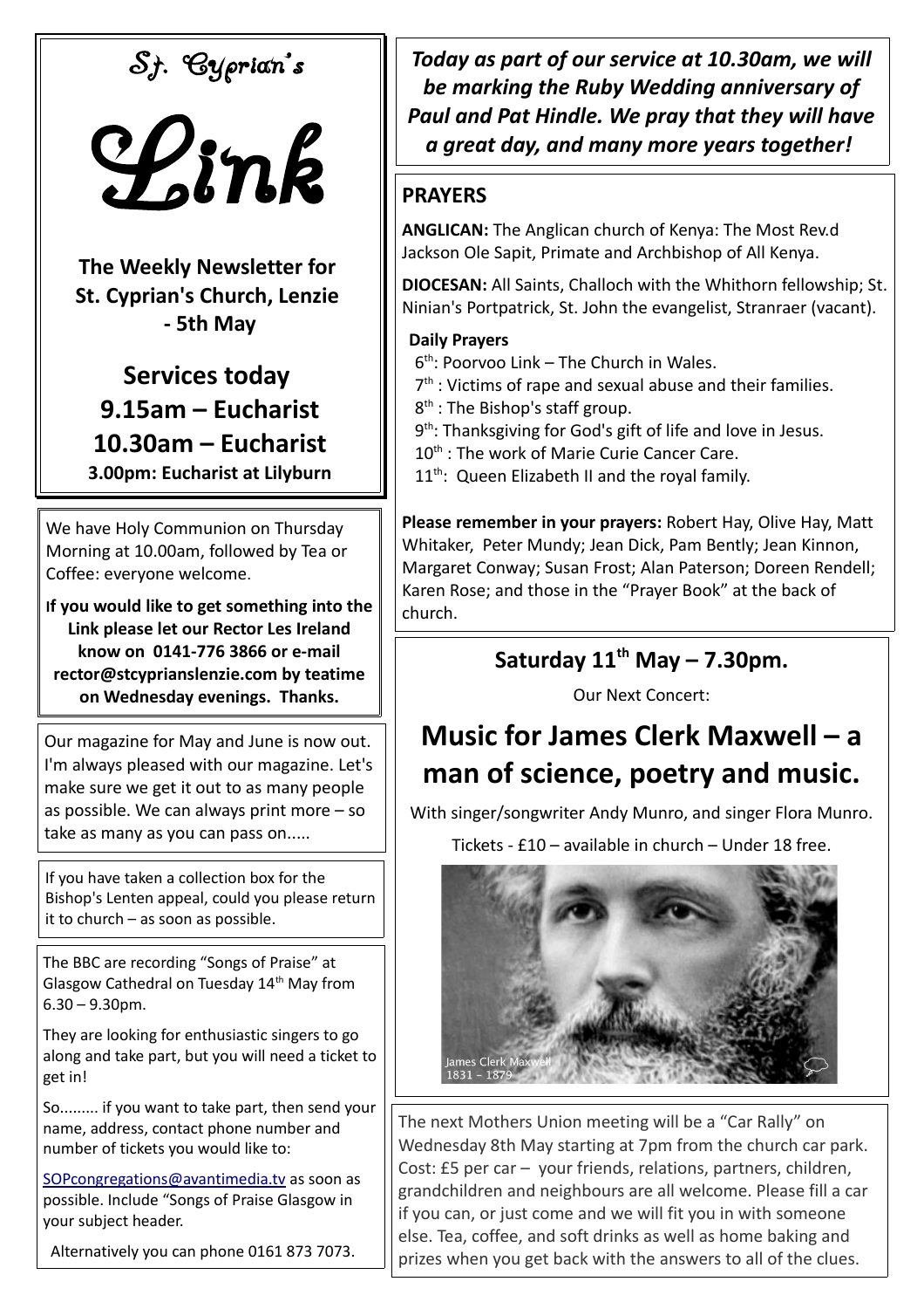# St. Cyprian's

# Link

**The Weekly Newsletter for St. Cyprian's Church, Lenzie - 5th May**

## Services today

## 9.15am – Eucharist

## 10.30am – Eucharist

**3.00pm: Eucharist at Lilyburn**

We have Holy Communion on Thursday Morning at 10.00am, followed by Tea or Coffee: everyone welcome.

**If you would like to get something into the Link please let our Rector Les Ireland know on 0141-776 3866 or e-mail rector@stcyprianslenzie.com by teatime on Wednesday evenings. Thanks.**

Our magazine for May and June is now out. I'm always pleased with our magazine. Let's make sure we get it out to as many people as possible. We can always print more – so take as many as you can pass on.....

If you have taken a collection box for the Bishop's Lenten appeal, could you please return it to church – as soon as possible.

The BBC are recording "Songs of Praise" at Glasgow Cathedral on Tuesday 14th May from 6.30 – 9.30pm.

They are looking for enthusiastic singers to go along and take part, but you will need a ticket to get in!

So......... if you want to take part, then send your name, address, contact phone number and number of tickets you would like to:

SOPcongregations@avantimedia.tv as soon as possible. Include "Songs of Praise Glasgow in your subject header.

Alternatively you can phone 0161 873 7073.

***Today as part of our service at 10.30am, we will be marking the Ruby Wedding anniversary of Paul and Pat Hindle. We pray that they will have a great day, and many more years together!***

## PRAYERS

**ANGLICAN:** The Anglican church of Kenya: The Most Rev.d Jackson Ole Sapit, Primate and Archbishop of All Kenya.

**DIOCESAN:** All Saints, Challoch with the Whithorn fellowship; St. Ninian's Portpatrick, St. John the evangelist, Stranraer (vacant).

**Daily Prayers**

6th: Poorvoo Link – The Church in Wales.
7th : Victims of rape and sexual abuse and their families.
8th : The Bishop's staff group.
9th: Thanksgiving for God's gift of life and love in Jesus.
10th : The work of Marie Curie Cancer Care.
11th: Queen Elizabeth II and the royal family.

**Please remember in your prayers:** Robert Hay, Olive Hay, Matt Whitaker, Peter Mundy; Jean Dick, Pam Bently; Jean Kinnon, Margaret Conway; Susan Frost; Alan Paterson; Doreen Rendell; Karen Rose; and those in the "Prayer Book" at the back of church.

## Saturday 11th May – 7.30pm.

Our Next Concert:

# Music for James Clerk Maxwell – a man of science, poetry and music.

With singer/songwriter Andy Munro, and singer Flora Munro.

Tickets - £10 – available in church – Under 18 free.

James Clerk Maxwell 1831 – 1879

The next Mothers Union meeting will be a "Car Rally" on Wednesday 8th May starting at 7pm from the church car park. Cost: £5 per car – your friends, relations, partners, children, grandchildren and neighbours are all welcome. Please fill a car if you can, or just come and we will fit you in with someone else. Tea, coffee, and soft drinks as well as home baking and prizes when you get back with the answers to all of the clues.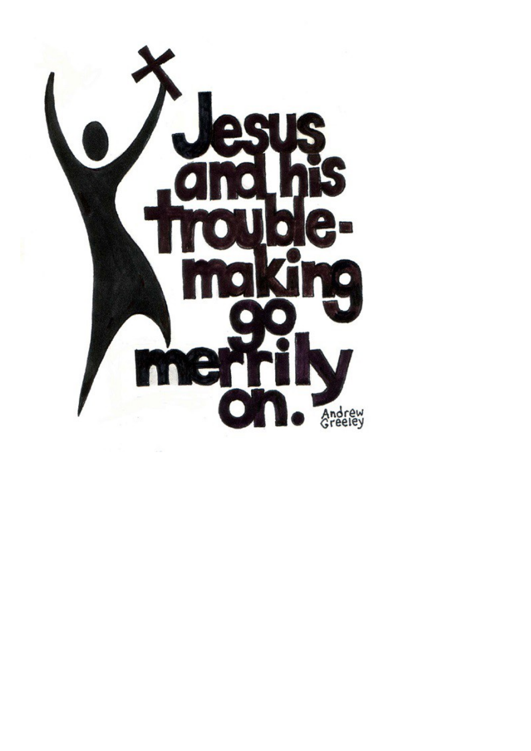Jesus and his trouble-making go merrily on.

Andrew Greeley